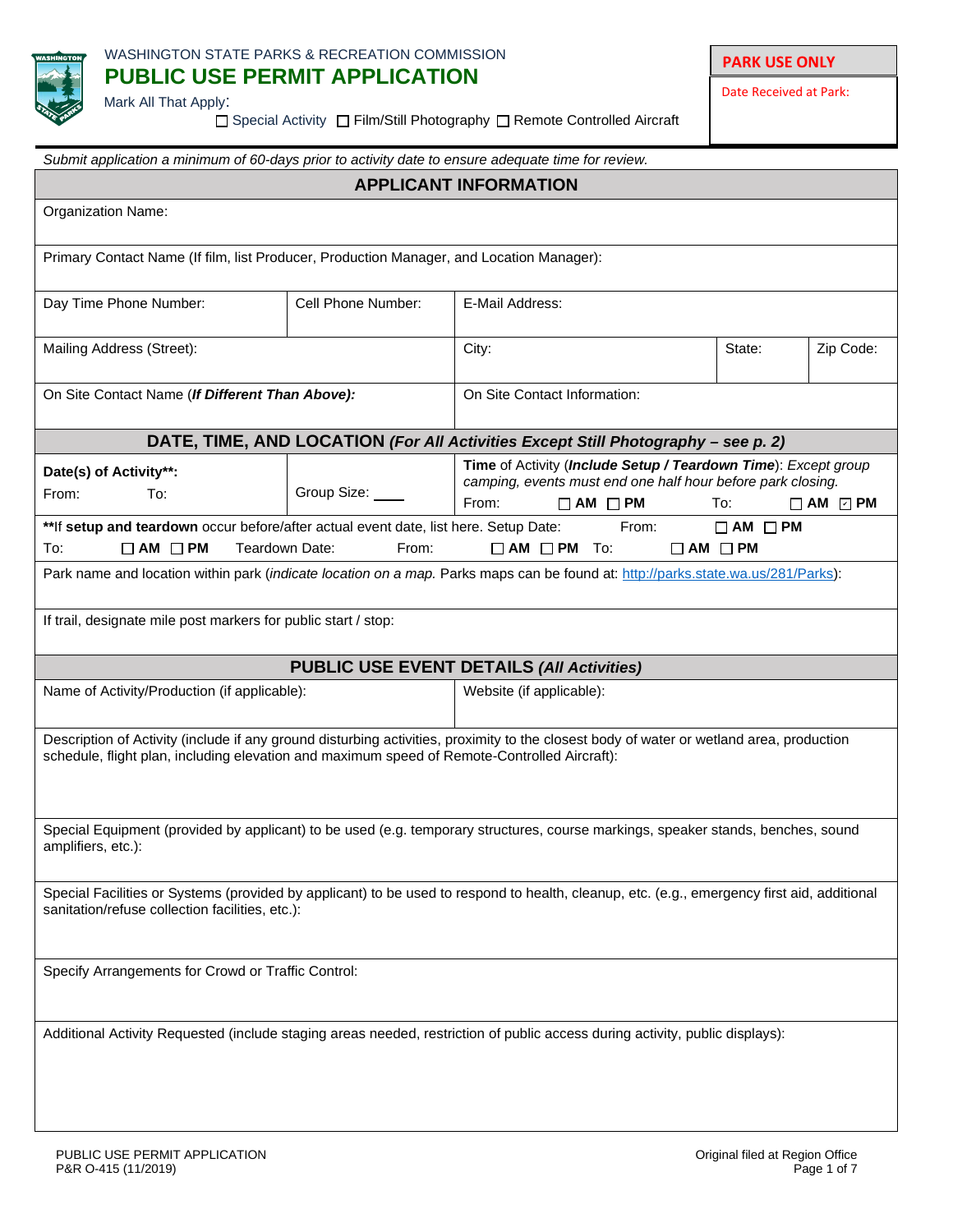WASHINGTON STATE PARKS & RECREATION COMMISSION

# PUBLIC USE PERMIT APPLICATION

Mark All That Apply:

☐ Special Activity ☐ Film/Still Photography ☐ Remote Controlled Aircraft

| **PARK USE ONLY** |
|---|
| Date Received at Park: |

*Submit application a minimum of 60-days prior to activity date to ensure adequate time for review.*

## APPLICANT INFORMATION

| | | | | |
|---|---|---|---|---|
| Organization Name: | | | | |
| Primary Contact Name (If film, list Producer, Production Manager, and Location Manager): | | | | |
| Day Time Phone Number: | Cell Phone Number: | E-Mail Address: | | |
| Mailing Address (Street): | | City: | State: | Zip Code: |
| On Site Contact Name (***If Different Than Above):*** | | On Site Contact Information: | | |

## DATE, TIME, AND LOCATION *(For All Activities Except Still Photography – see p. 2)*

| | | |
|---|---|---|
| **Date(s) of Activity\*\*:** From: To: | Group Size: ____ | **Time** of Activity (***Include Setup / Teardown Time***): *Except group camping, events must end one half hour before park closing.* From: ☐ **AM** ☐ **PM** To: ☐ **AM** ☑ **PM** |

\*\*If **setup and teardown** occur before/after actual event date, list here. Setup Date: From: ☐ **AM** ☐ **PM** To: ☐ **AM** ☐ **PM** Teardown Date: From: ☐ **AM** ☐ **PM** To: ☐ **AM** ☐ **PM**

Park name and location within park (*indicate location on a map.* Parks maps can be found at: http://parks.state.wa.us/281/Parks):

If trail, designate mile post markers for public start / stop:

## PUBLIC USE EVENT DETAILS *(All Activities)*

| | |
|---|---|
| Name of Activity/Production (if applicable): | Website (if applicable): |

Description of Activity (include if any ground disturbing activities, proximity to the closest body of water or wetland area, production schedule, flight plan, including elevation and maximum speed of Remote-Controlled Aircraft):

Special Equipment (provided by applicant) to be used (e.g. temporary structures, course markings, speaker stands, benches, sound amplifiers, etc.):

Special Facilities or Systems (provided by applicant) to be used to respond to health, cleanup, etc. (e.g., emergency first aid, additional sanitation/refuse collection facilities, etc.):

Specify Arrangements for Crowd or Traffic Control:

Additional Activity Requested (include staging areas needed, restriction of public access during activity, public displays):

PUBLIC USE PERMIT APPLICATION
P&R O-415 (11/2019)

Original filed at Region Office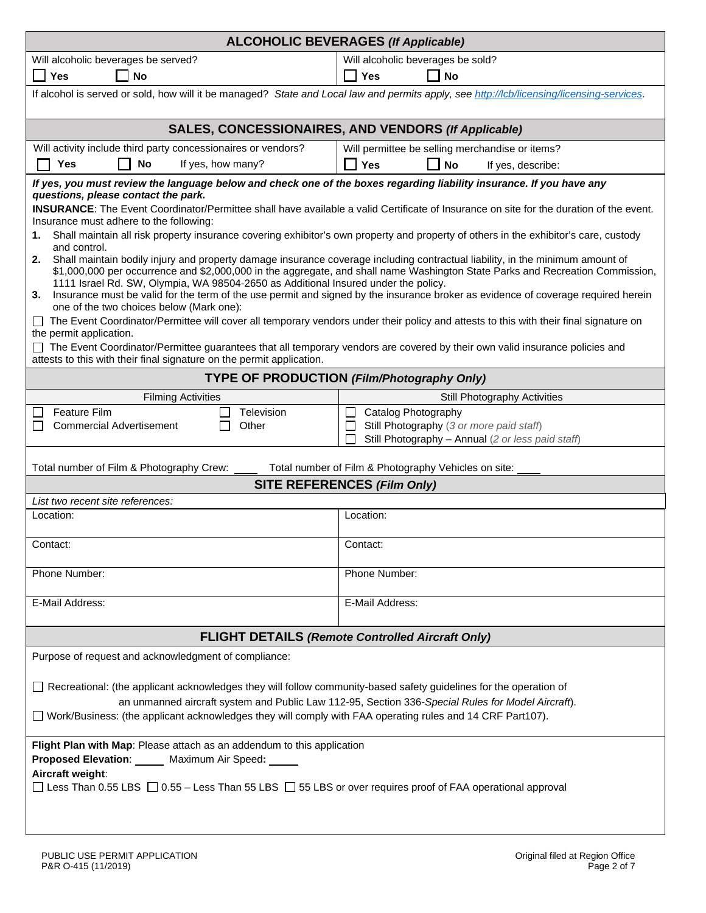## ALCOHOLIC BEVERAGES *(If Applicable)*

| Will alcoholic beverages be served? | Will alcoholic beverages be sold? |
|---|---|
| ☐ Yes ☐ No | ☐ Yes ☐ No |

If alcohol is served or sold, how will it be managed? *State and Local law and permits apply, see http://lcb/licensing/licensing-services.*

## SALES, CONCESSIONAIRES, AND VENDORS *(If Applicable)*

| Will activity include third party concessionaires or vendors? | Will permittee be selling merchandise or items? |
|---|---|
| ☐ Yes ☐ No If yes, how many? | ☐ Yes ☐ No If yes, describe: |

***If yes, you must review the language below and check one of the boxes regarding liability insurance. If you have any questions, please contact the park.***

**INSURANCE**: The Event Coordinator/Permittee shall have available a valid Certificate of Insurance on site for the duration of the event. Insurance must adhere to the following:

1. Shall maintain all risk property insurance covering exhibitor's own property and property of others in the exhibitor's care, custody and control.
2. Shall maintain bodily injury and property damage insurance coverage including contractual liability, in the minimum amount of $1,000,000 per occurrence and $2,000,000 in the aggregate, and shall name Washington State Parks and Recreation Commission, 1111 Israel Rd. SW, Olympia, WA 98504-2650 as Additional Insured under the policy.
3. Insurance must be valid for the term of the use permit and signed by the insurance broker as evidence of coverage required herein one of the two choices below (Mark one):

☐ The Event Coordinator/Permittee will cover all temporary vendors under their policy and attests to this with their final signature on the permit application.

☐ The Event Coordinator/Permittee guarantees that all temporary vendors are covered by their own valid insurance policies and attests to this with their final signature on the permit application.

## TYPE OF PRODUCTION *(Film/Photography Only)*

| Filming Activities | | Still Photography Activities |
|---|---|---|
| ☐ Feature Film | ☐ Television | ☐ Catalog Photography |
| ☐ Commercial Advertisement | ☐ Other | ☐ Still Photography *(3 or more paid staff)* |
| | | ☐ Still Photography – Annual *(2 or less paid staff)* |

Total number of Film & Photography Crew: ____ Total number of Film & Photography Vehicles on site: ____

## SITE REFERENCES *(Film Only)*

*List two recent site references:*

| | |
|---|---|
| Location: | Location: |
| Contact: | Contact: |
| Phone Number: | Phone Number: |
| E-Mail Address: | E-Mail Address: |

## FLIGHT DETAILS *(Remote Controlled Aircraft Only)*

Purpose of request and acknowledgment of compliance:

☐ Recreational: (the applicant acknowledges they will follow community-based safety guidelines for the operation of an unmanned aircraft system and Public Law 112-95, Section 336-*Special Rules for Model Aircraft*).

☐ Work/Business: (the applicant acknowledges they will comply with FAA operating rules and 14 CRF Part107).

**Flight Plan with Map**: Please attach as an addendum to this application

**Proposed Elevation**: _____ Maximum Air Speed**:** _____

**Aircraft weight**:

☐ Less Than 0.55 LBS ☐ 0.55 – Less Than 55 LBS ☐ 55 LBS or over requires proof of FAA operational approval

PUBLIC USE PERMIT APPLICATION
P&R O-415 (11/2019)

Original filed at Region Office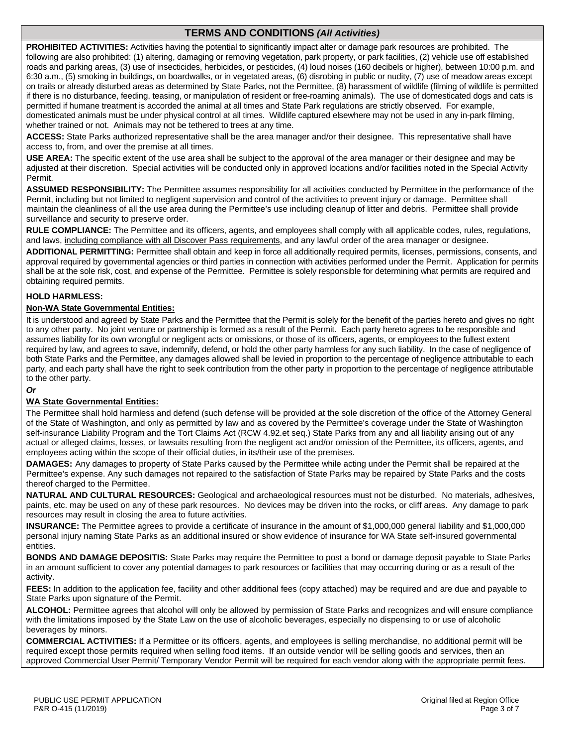## TERMS AND CONDITIONS *(All Activities)*

**PROHIBITED ACTIVITIES:** Activities having the potential to significantly impact alter or damage park resources are prohibited. The following are also prohibited: (1) altering, damaging or removing vegetation, park property, or park facilities, (2) vehicle use off established roads and parking areas, (3) use of insecticides, herbicides, or pesticides, (4) loud noises (160 decibels or higher), between 10:00 p.m. and 6:30 a.m., (5) smoking in buildings, on boardwalks, or in vegetated areas, (6) disrobing in public or nudity, (7) use of meadow areas except on trails or already disturbed areas as determined by State Parks, not the Permittee, (8) harassment of wildlife (filming of wildlife is permitted if there is no disturbance, feeding, teasing, or manipulation of resident or free-roaming animals). The use of domesticated dogs and cats is permitted if humane treatment is accorded the animal at all times and State Park regulations are strictly observed. For example, domesticated animals must be under physical control at all times. Wildlife captured elsewhere may not be used in any in-park filming, whether trained or not. Animals may not be tethered to trees at any time.

**ACCESS:** State Parks authorized representative shall be the area manager and/or their designee. This representative shall have access to, from, and over the premise at all times.

**USE AREA:** The specific extent of the use area shall be subject to the approval of the area manager or their designee and may be adjusted at their discretion. Special activities will be conducted only in approved locations and/or facilities noted in the Special Activity Permit.

**ASSUMED RESPONSIBILITY:** The Permittee assumes responsibility for all activities conducted by Permittee in the performance of the Permit, including but not limited to negligent supervision and control of the activities to prevent injury or damage. Permittee shall maintain the cleanliness of all the use area during the Permittee's use including cleanup of litter and debris. Permittee shall provide surveillance and security to preserve order.

**RULE COMPLIANCE:** The Permittee and its officers, agents, and employees shall comply with all applicable codes, rules, regulations, and laws, including compliance with all Discover Pass requirements, and any lawful order of the area manager or designee.

**ADDITIONAL PERMITTING:** Permittee shall obtain and keep in force all additionally required permits, licenses, permissions, consents, and approval required by governmental agencies or third parties in connection with activities performed under the Permit. Application for permits shall be at the sole risk, cost, and expense of the Permittee. Permittee is solely responsible for determining what permits are required and obtaining required permits.

**HOLD HARMLESS:**

**Non-WA State Governmental Entities:**

It is understood and agreed by State Parks and the Permittee that the Permit is solely for the benefit of the parties hereto and gives no right to any other party. No joint venture or partnership is formed as a result of the Permit. Each party hereto agrees to be responsible and assumes liability for its own wrongful or negligent acts or omissions, or those of its officers, agents, or employees to the fullest extent required by law, and agrees to save, indemnify, defend, or hold the other party harmless for any such liability. In the case of negligence of both State Parks and the Permittee, any damages allowed shall be levied in proportion to the percentage of negligence attributable to each party, and each party shall have the right to seek contribution from the other party in proportion to the percentage of negligence attributable to the other party.

***Or***

**WA State Governmental Entities:**

The Permittee shall hold harmless and defend (such defense will be provided at the sole discretion of the office of the Attorney General of the State of Washington, and only as permitted by law and as covered by the Permittee's coverage under the State of Washington self-insurance Liability Program and the Tort Claims Act (RCW 4.92.et seq.) State Parks from any and all liability arising out of any actual or alleged claims, losses, or lawsuits resulting from the negligent act and/or omission of the Permittee, its officers, agents, and employees acting within the scope of their official duties, in its/their use of the premises.

**DAMAGES:** Any damages to property of State Parks caused by the Permittee while acting under the Permit shall be repaired at the Permittee's expense. Any such damages not repaired to the satisfaction of State Parks may be repaired by State Parks and the costs thereof charged to the Permittee.

**NATURAL AND CULTURAL RESOURCES:** Geological and archaeological resources must not be disturbed. No materials, adhesives, paints, etc. may be used on any of these park resources. No devices may be driven into the rocks, or cliff areas. Any damage to park resources may result in closing the area to future activities.

**INSURANCE:** The Permittee agrees to provide a certificate of insurance in the amount of $1,000,000 general liability and $1,000,000 personal injury naming State Parks as an additional insured or show evidence of insurance for WA State self-insured governmental entities.

**BONDS AND DAMAGE DEPOSITIS:** State Parks may require the Permittee to post a bond or damage deposit payable to State Parks in an amount sufficient to cover any potential damages to park resources or facilities that may occurring during or as a result of the activity.

**FEES:** In addition to the application fee, facility and other additional fees (copy attached) may be required and are due and payable to State Parks upon signature of the Permit.

**ALCOHOL:** Permittee agrees that alcohol will only be allowed by permission of State Parks and recognizes and will ensure compliance with the limitations imposed by the State Law on the use of alcoholic beverages, especially no dispensing to or use of alcoholic beverages by minors.

**COMMERCIAL ACTIVITIES:** If a Permittee or its officers, agents, and employees is selling merchandise, no additional permit will be required except those permits required when selling food items. If an outside vendor will be selling goods and services, then an approved Commercial User Permit/ Temporary Vendor Permit will be required for each vendor along with the appropriate permit fees.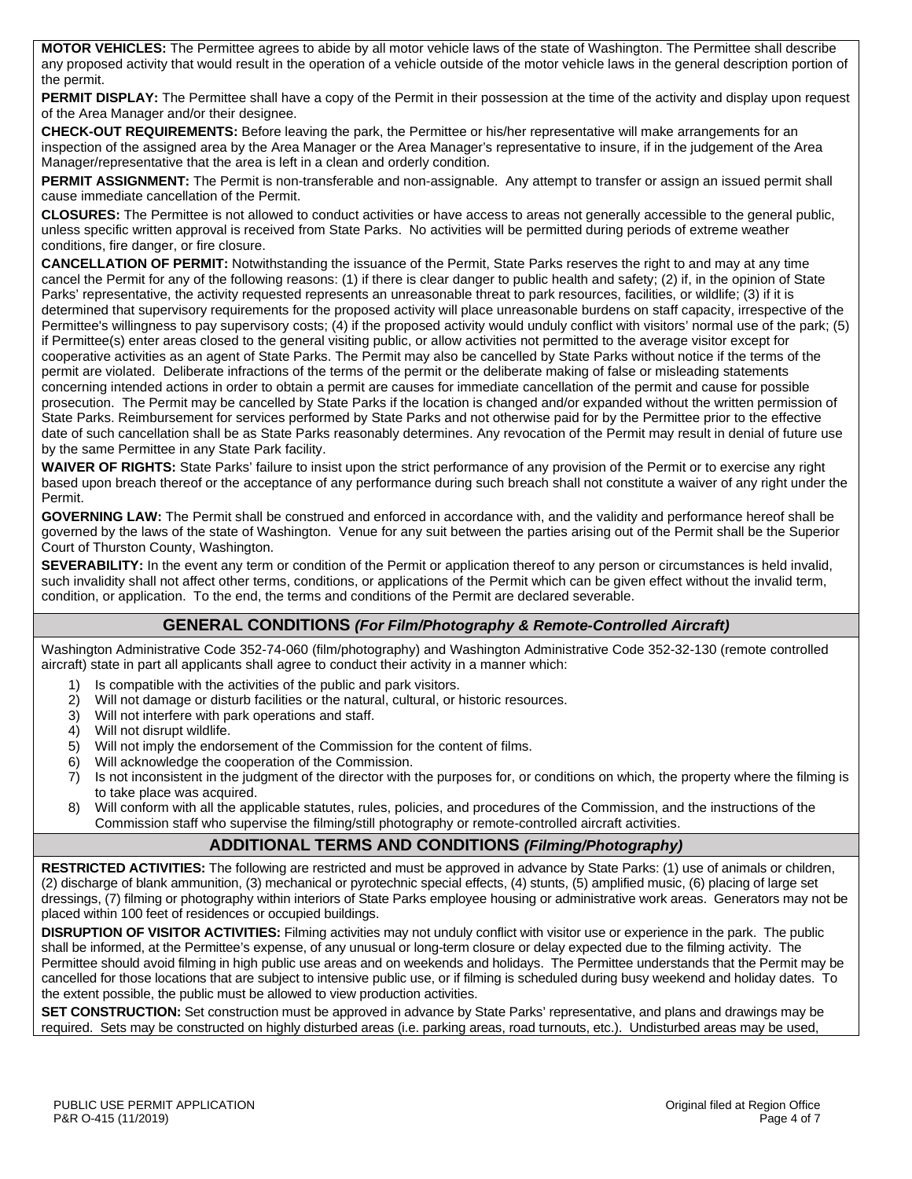**MOTOR VEHICLES:** The Permittee agrees to abide by all motor vehicle laws of the state of Washington. The Permittee shall describe any proposed activity that would result in the operation of a vehicle outside of the motor vehicle laws in the general description portion of the permit.

**PERMIT DISPLAY:** The Permittee shall have a copy of the Permit in their possession at the time of the activity and display upon request of the Area Manager and/or their designee.

**CHECK-OUT REQUIREMENTS:** Before leaving the park, the Permittee or his/her representative will make arrangements for an inspection of the assigned area by the Area Manager or the Area Manager's representative to insure, if in the judgement of the Area Manager/representative that the area is left in a clean and orderly condition.

**PERMIT ASSIGNMENT:** The Permit is non-transferable and non-assignable. Any attempt to transfer or assign an issued permit shall cause immediate cancellation of the Permit.

**CLOSURES:** The Permittee is not allowed to conduct activities or have access to areas not generally accessible to the general public, unless specific written approval is received from State Parks. No activities will be permitted during periods of extreme weather conditions, fire danger, or fire closure.

**CANCELLATION OF PERMIT:** Notwithstanding the issuance of the Permit, State Parks reserves the right to and may at any time cancel the Permit for any of the following reasons: (1) if there is clear danger to public health and safety; (2) if, in the opinion of State Parks' representative, the activity requested represents an unreasonable threat to park resources, facilities, or wildlife; (3) if it is determined that supervisory requirements for the proposed activity will place unreasonable burdens on staff capacity, irrespective of the Permittee's willingness to pay supervisory costs; (4) if the proposed activity would unduly conflict with visitors' normal use of the park; (5) if Permittee(s) enter areas closed to the general visiting public, or allow activities not permitted to the average visitor except for cooperative activities as an agent of State Parks. The Permit may also be cancelled by State Parks without notice if the terms of the permit are violated. Deliberate infractions of the terms of the permit or the deliberate making of false or misleading statements concerning intended actions in order to obtain a permit are causes for immediate cancellation of the permit and cause for possible prosecution. The Permit may be cancelled by State Parks if the location is changed and/or expanded without the written permission of State Parks. Reimbursement for services performed by State Parks and not otherwise paid for by the Permittee prior to the effective date of such cancellation shall be as State Parks reasonably determines. Any revocation of the Permit may result in denial of future use by the same Permittee in any State Park facility.

**WAIVER OF RIGHTS:** State Parks' failure to insist upon the strict performance of any provision of the Permit or to exercise any right based upon breach thereof or the acceptance of any performance during such breach shall not constitute a waiver of any right under the Permit.

**GOVERNING LAW:** The Permit shall be construed and enforced in accordance with, and the validity and performance hereof shall be governed by the laws of the state of Washington. Venue for any suit between the parties arising out of the Permit shall be the Superior Court of Thurston County, Washington.

**SEVERABILITY:** In the event any term or condition of the Permit or application thereof to any person or circumstances is held invalid, such invalidity shall not affect other terms, conditions, or applications of the Permit which can be given effect without the invalid term, condition, or application. To the end, the terms and conditions of the Permit are declared severable.

## GENERAL CONDITIONS *(For Film/Photography & Remote-Controlled Aircraft)*

Washington Administrative Code 352-74-060 (film/photography) and Washington Administrative Code 352-32-130 (remote controlled aircraft) state in part all applicants shall agree to conduct their activity in a manner which:

1) Is compatible with the activities of the public and park visitors.
2) Will not damage or disturb facilities or the natural, cultural, or historic resources.
3) Will not interfere with park operations and staff.
4) Will not disrupt wildlife.
5) Will not imply the endorsement of the Commission for the content of films.
6) Will acknowledge the cooperation of the Commission.
7) Is not inconsistent in the judgment of the director with the purposes for, or conditions on which, the property where the filming is to take place was acquired.
8) Will conform with all the applicable statutes, rules, policies, and procedures of the Commission, and the instructions of the Commission staff who supervise the filming/still photography or remote-controlled aircraft activities.

## ADDITIONAL TERMS AND CONDITIONS *(Filming/Photography)*

**RESTRICTED ACTIVITIES:** The following are restricted and must be approved in advance by State Parks: (1) use of animals or children, (2) discharge of blank ammunition, (3) mechanical or pyrotechnic special effects, (4) stunts, (5) amplified music, (6) placing of large set dressings, (7) filming or photography within interiors of State Parks employee housing or administrative work areas. Generators may not be placed within 100 feet of residences or occupied buildings.

**DISRUPTION OF VISITOR ACTIVITIES:** Filming activities may not unduly conflict with visitor use or experience in the park. The public shall be informed, at the Permittee's expense, of any unusual or long-term closure or delay expected due to the filming activity. The Permittee should avoid filming in high public use areas and on weekends and holidays. The Permittee understands that the Permit may be cancelled for those locations that are subject to intensive public use, or if filming is scheduled during busy weekend and holiday dates. To the extent possible, the public must be allowed to view production activities.

**SET CONSTRUCTION:** Set construction must be approved in advance by State Parks' representative, and plans and drawings may be required. Sets may be constructed on highly disturbed areas (i.e. parking areas, road turnouts, etc.). Undisturbed areas may be used,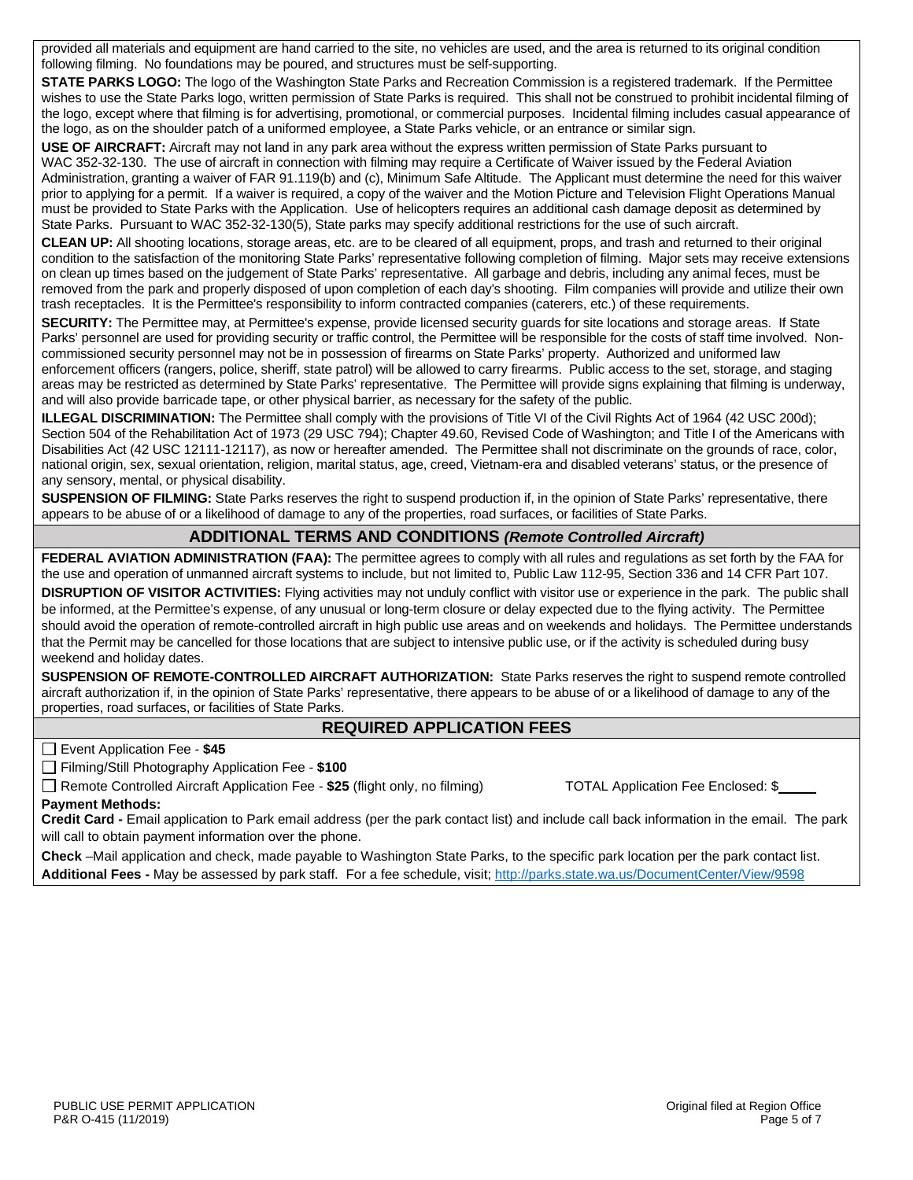provided all materials and equipment are hand carried to the site, no vehicles are used, and the area is returned to its original condition following filming. No foundations may be poured, and structures must be self-supporting.

**STATE PARKS LOGO:** The logo of the Washington State Parks and Recreation Commission is a registered trademark. If the Permittee wishes to use the State Parks logo, written permission of State Parks is required. This shall not be construed to prohibit incidental filming of the logo, except where that filming is for advertising, promotional, or commercial purposes. Incidental filming includes casual appearance of the logo, as on the shoulder patch of a uniformed employee, a State Parks vehicle, or an entrance or similar sign.

**USE OF AIRCRAFT:** Aircraft may not land in any park area without the express written permission of State Parks pursuant to WAC 352-32-130. The use of aircraft in connection with filming may require a Certificate of Waiver issued by the Federal Aviation Administration, granting a waiver of FAR 91.119(b) and (c), Minimum Safe Altitude. The Applicant must determine the need for this waiver prior to applying for a permit. If a waiver is required, a copy of the waiver and the Motion Picture and Television Flight Operations Manual must be provided to State Parks with the Application. Use of helicopters requires an additional cash damage deposit as determined by State Parks. Pursuant to WAC 352-32-130(5), State parks may specify additional restrictions for the use of such aircraft.

**CLEAN UP:** All shooting locations, storage areas, etc. are to be cleared of all equipment, props, and trash and returned to their original condition to the satisfaction of the monitoring State Parks' representative following completion of filming. Major sets may receive extensions on clean up times based on the judgement of State Parks' representative. All garbage and debris, including any animal feces, must be removed from the park and properly disposed of upon completion of each day's shooting. Film companies will provide and utilize their own trash receptacles. It is the Permittee's responsibility to inform contracted companies (caterers, etc.) of these requirements.

**SECURITY:** The Permittee may, at Permittee's expense, provide licensed security guards for site locations and storage areas. If State Parks' personnel are used for providing security or traffic control, the Permittee will be responsible for the costs of staff time involved. Non-commissioned security personnel may not be in possession of firearms on State Parks' property. Authorized and uniformed law enforcement officers (rangers, police, sheriff, state patrol) will be allowed to carry firearms. Public access to the set, storage, and staging areas may be restricted as determined by State Parks' representative. The Permittee will provide signs explaining that filming is underway, and will also provide barricade tape, or other physical barrier, as necessary for the safety of the public.

**ILLEGAL DISCRIMINATION:** The Permittee shall comply with the provisions of Title VI of the Civil Rights Act of 1964 (42 USC 200d); Section 504 of the Rehabilitation Act of 1973 (29 USC 794); Chapter 49.60, Revised Code of Washington; and Title I of the Americans with Disabilities Act (42 USC 12111-12117), as now or hereafter amended. The Permittee shall not discriminate on the grounds of race, color, national origin, sex, sexual orientation, religion, marital status, age, creed, Vietnam-era and disabled veterans' status, or the presence of any sensory, mental, or physical disability.

**SUSPENSION OF FILMING:** State Parks reserves the right to suspend production if, in the opinion of State Parks' representative, there appears to be abuse of or a likelihood of damage to any of the properties, road surfaces, or facilities of State Parks.

## ADDITIONAL TERMS AND CONDITIONS *(Remote Controlled Aircraft)*

**FEDERAL AVIATION ADMINISTRATION (FAA):** The permittee agrees to comply with all rules and regulations as set forth by the FAA for the use and operation of unmanned aircraft systems to include, but not limited to, Public Law 112-95, Section 336 and 14 CFR Part 107.

**DISRUPTION OF VISITOR ACTIVITIES:** Flying activities may not unduly conflict with visitor use or experience in the park. The public shall be informed, at the Permittee's expense, of any unusual or long-term closure or delay expected due to the flying activity. The Permittee should avoid the operation of remote-controlled aircraft in high public use areas and on weekends and holidays. The Permittee understands that the Permit may be cancelled for those locations that are subject to intensive public use, or if the activity is scheduled during busy weekend and holiday dates.

**SUSPENSION OF REMOTE-CONTROLLED AIRCRAFT AUTHORIZATION:** State Parks reserves the right to suspend remote controlled aircraft authorization if, in the opinion of State Parks' representative, there appears to be abuse of or a likelihood of damage to any of the properties, road surfaces, or facilities of State Parks.

## REQUIRED APPLICATION FEES

☐ Event Application Fee - **$45**

☐ Filming/Still Photography Application Fee - **$100**

☐ Remote Controlled Aircraft Application Fee - **$25** (flight only, no filming)    TOTAL Application Fee Enclosed: $_____

**Payment Methods:**

**Credit Card -** Email application to Park email address (per the park contact list) and include call back information in the email. The park will call to obtain payment information over the phone.

**Check** –Mail application and check, made payable to Washington State Parks, to the specific park location per the park contact list.

**Additional Fees -** May be assessed by park staff. For a fee schedule, visit; http://parks.state.wa.us/DocumentCenter/View/9598

PUBLIC USE PERMIT APPLICATION
P&R O-415 (11/2019)

Original filed at Region Office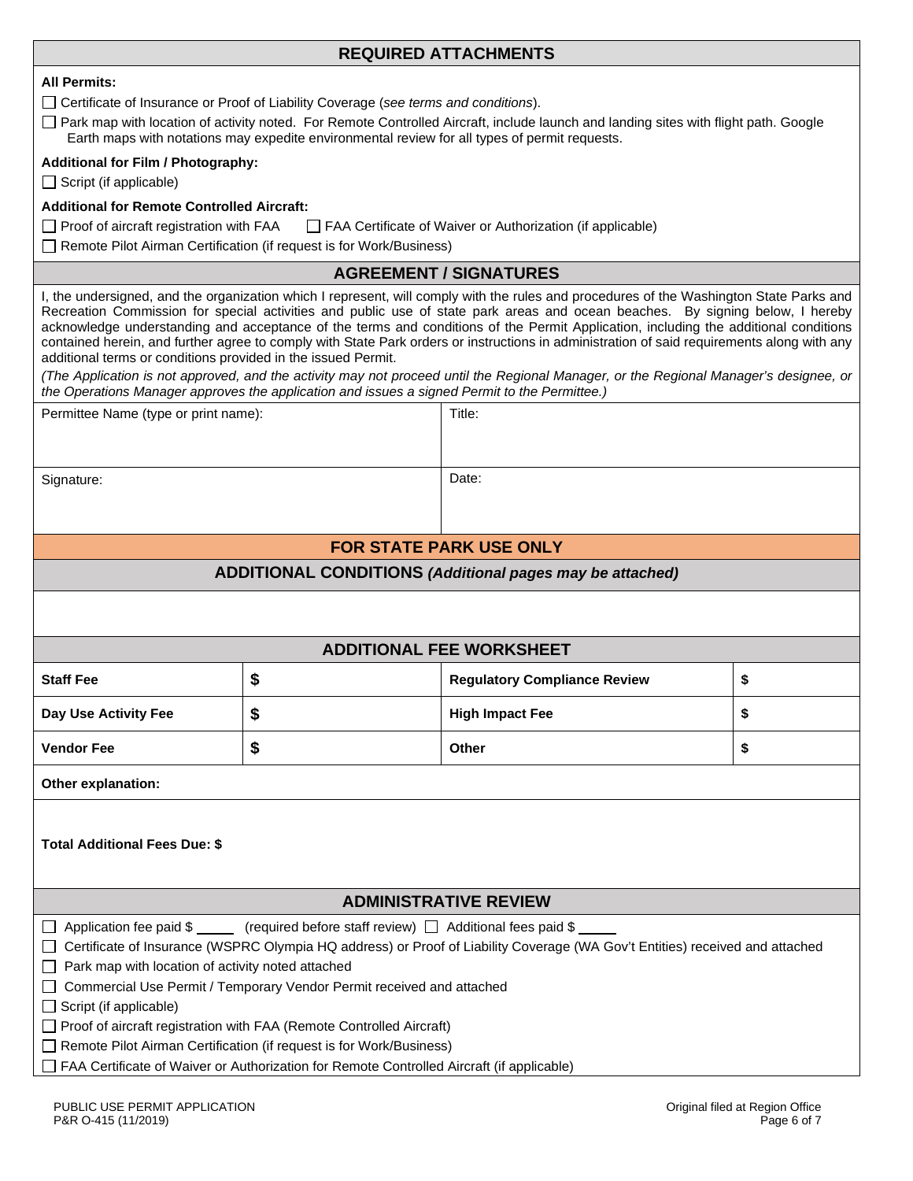## REQUIRED ATTACHMENTS

**All Permits:**

☐ Certificate of Insurance or Proof of Liability Coverage (*see terms and conditions*).

☐ Park map with location of activity noted. For Remote Controlled Aircraft, include launch and landing sites with flight path. Google Earth maps with notations may expedite environmental review for all types of permit requests.

**Additional for Film / Photography:**

☐ Script (if applicable)

**Additional for Remote Controlled Aircraft:**

☐ Proof of aircraft registration with FAA ☐ FAA Certificate of Waiver or Authorization (if applicable)

☐ Remote Pilot Airman Certification (if request is for Work/Business)

## AGREEMENT / SIGNATURES

I, the undersigned, and the organization which I represent, will comply with the rules and procedures of the Washington State Parks and Recreation Commission for special activities and public use of state park areas and ocean beaches. By signing below, I hereby acknowledge understanding and acceptance of the terms and conditions of the Permit Application, including the additional conditions contained herein, and further agree to comply with State Park orders or instructions in administration of said requirements along with any additional terms or conditions provided in the issued Permit.

*(The Application is not approved, and the activity may not proceed until the Regional Manager, or the Regional Manager's designee, or the Operations Manager approves the application and issues a signed Permit to the Permittee.)*

| Permittee Name (type or print name): | Title: |
|---|---|
| Signature: | Date: |

## FOR STATE PARK USE ONLY

### ADDITIONAL CONDITIONS *(Additional pages may be attached)*

### ADDITIONAL FEE WORKSHEET

| | | | |
|---|---|---|---|
| **Staff Fee** | **$** | **Regulatory Compliance Review** | **$** |
| **Day Use Activity Fee** | **$** | **High Impact Fee** | **$** |
| **Vendor Fee** | **$** | **Other** | **$** |

**Other explanation:**

**Total Additional Fees Due: $**

### ADMINISTRATIVE REVIEW

☐ Application fee paid $ _____ (required before staff review) ☐ Additional fees paid $ _____

☐ Certificate of Insurance (WSPRC Olympia HQ address) or Proof of Liability Coverage (WA Gov't Entities) received and attached

☐ Park map with location of activity noted attached

☐ Commercial Use Permit / Temporary Vendor Permit received and attached

☐ Script (if applicable)

☐ Proof of aircraft registration with FAA (Remote Controlled Aircraft)

☐ Remote Pilot Airman Certification (if request is for Work/Business)

☐ FAA Certificate of Waiver or Authorization for Remote Controlled Aircraft (if applicable)

PUBLIC USE PERMIT APPLICATION
P&R O-415 (11/2019)

Original filed at Region Office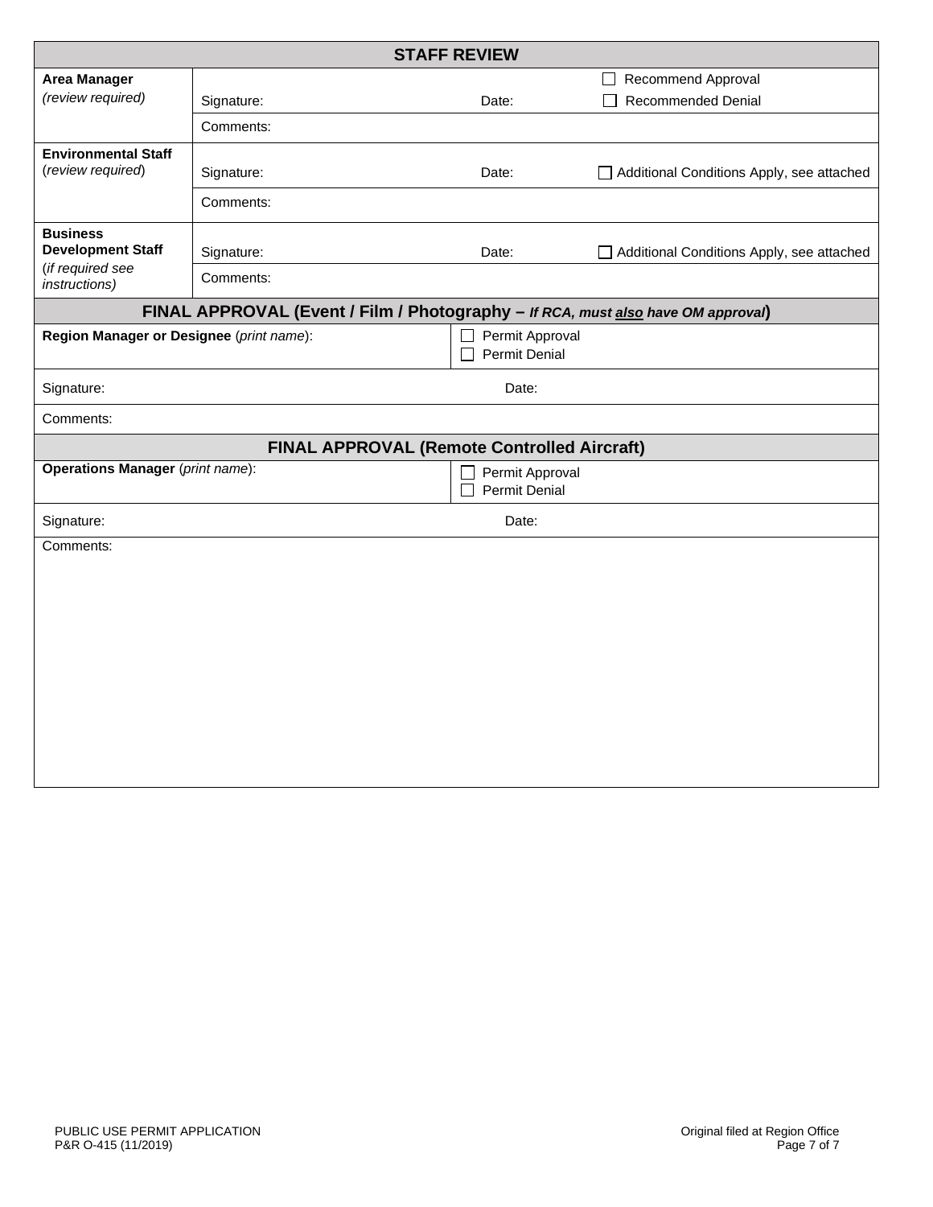| STAFF REVIEW | | | |
|---|---|---|---|
| **Area Manager** *(review required)* | Signature: | Date: | ☐ Recommend Approval ☐ Recommended Denial |
| | Comments: | | |
| **Environmental Staff** (*review required*) | Signature: | Date: | ☐ Additional Conditions Apply, see attached |
| | Comments: | | |
| **Business Development Staff** (*if required see instructions)* | Signature: | Date: | ☐ Additional Conditions Apply, see attached |
| | Comments: | | |

| FINAL APPROVAL (Event / Film / Photography – *If RCA, must also have OM approval*) | |
|---|---|
| **Region Manager or Designee** (*print name*): | ☐ Permit Approval ☐ Permit Denial |
| Signature: | Date: |
| Comments: | |

| FINAL APPROVAL (Remote Controlled Aircraft) | |
|---|---|
| **Operations Manager** (*print name*): | ☐ Permit Approval ☐ Permit Denial |
| Signature: | Date: |
| Comments: | |

PUBLIC USE PERMIT APPLICATION
P&R O-415 (11/2019)

Original filed at Region Office